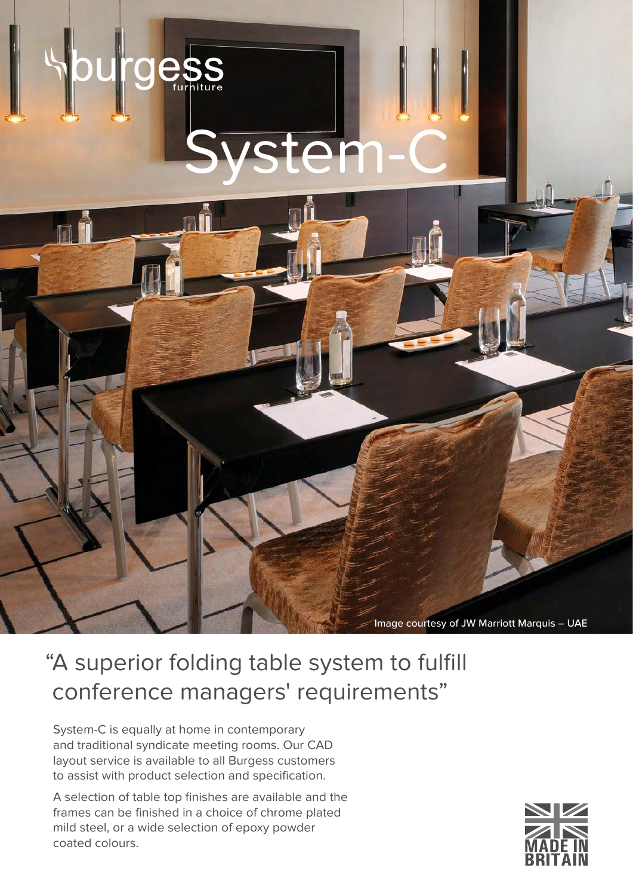burgess furniture

# System-C

Image courtesy of JW Marriott Marquis – UAE

## "A superior folding table system to fulfill conference managers' requirements"

System-C is equally at home in contemporary and traditional syndicate meeting rooms. Our CAD layout service is available to all Burgess customers to assist with product selection and specification.

A selection of table top finishes are available and the frames can be finished in a choice of chrome plated mild steel, or a wide selection of epoxy powder coated colours.

MADE IN BRITAIN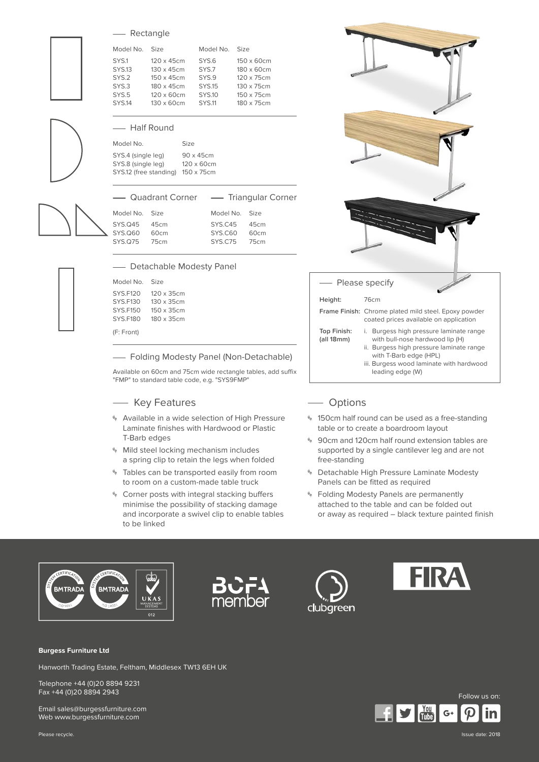## Rectangle

| Model No. | Size | Model No. | Size |
|---|---|---|---|
| SYS.1 | 120 x 45cm | SYS.6 | 150 x 60cm |
| SYS.13 | 130 x 45cm | SYS.7 | 180 x 60cm |
| SYS.2 | 150 x 45cm | SYS.9 | 120 x 75cm |
| SYS.3 | 180 x 45cm | SYS.15 | 130 x 75cm |
| SYS.5 | 120 x 60cm | SYS.10 | 150 x 75cm |
| SYS.14 | 130 x 60cm | SYS.11 | 180 x 75cm |

## Half Round

| Model No. | Size |
|---|---|
| SYS.4 (single leg) | 90 x 45cm |
| SYS.8 (single leg) | 120 x 60cm |
| SYS.12 (free standing) | 150 x 75cm |

## Quadrant Corner

| Model No. | Size |
|---|---|
| SYS.Q45 | 45cm |
| SYS.Q60 | 60cm |
| SYS.Q75 | 75cm |

## Triangular Corner

| Model No. | Size |
|---|---|
| SYS.C45 | 45cm |
| SYS.C60 | 60cm |
| SYS.C75 | 75cm |

## Detachable Modesty Panel

| Model No. | Size |
|---|---|
| SYS.F120 | 120 x 35cm |
| SYS.F130 | 130 x 35cm |
| SYS.F150 | 150 x 35cm |
| SYS.F180 | 180 x 35cm |

(F: Front)

## Folding Modesty Panel (Non-Detachable)

Available on 60cm and 75cm wide rectangle tables, add suffix "FMP" to standard table code, e.g. "SYS9FMP"

## Please specify

**Height:** 76cm

**Frame Finish:** Chrome plated mild steel. Epoxy powder coated prices available on application

**Top Finish: (all 18mm)**
- i. Burgess high pressure laminate range with bull-nose hardwood lip (H)
- ii. Burgess high pressure laminate range with T-Barb edge (HPL)
- iii. Burgess wood laminate with hardwood leading edge (W)

## Key Features

- Available in a wide selection of High Pressure Laminate finishes with Hardwood or Plastic T-Barb edges
- Mild steel locking mechanism includes a spring clip to retain the legs when folded
- Tables can be transported easily from room to room on a custom-made table truck
- Corner posts with integral stacking buffers minimise the possibility of stacking damage and incorporate a swivel clip to enable tables to be linked

## Options

- 150cm half round can be used as a free-standing table or to create a boardroom layout
- 90cm and 120cm half round extension tables are supported by a single cantilever leg and are not free-standing
- Detachable High Pressure Laminate Modesty Panels can be fitted as required
- Folding Modesty Panels are permanently attached to the table and can be folded out or away as required – black texture painted finish

**Burgess Furniture Ltd**

Hanworth Trading Estate, Feltham, Middlesex TW13 6EH UK

Telephone +44 (0)20 8894 9231
Fax +44 (0)20 8894 2943

Email sales@burgessfurniture.com
Web www.burgessfurniture.com

Follow us on:

Please recycle.

Issue date: 2018